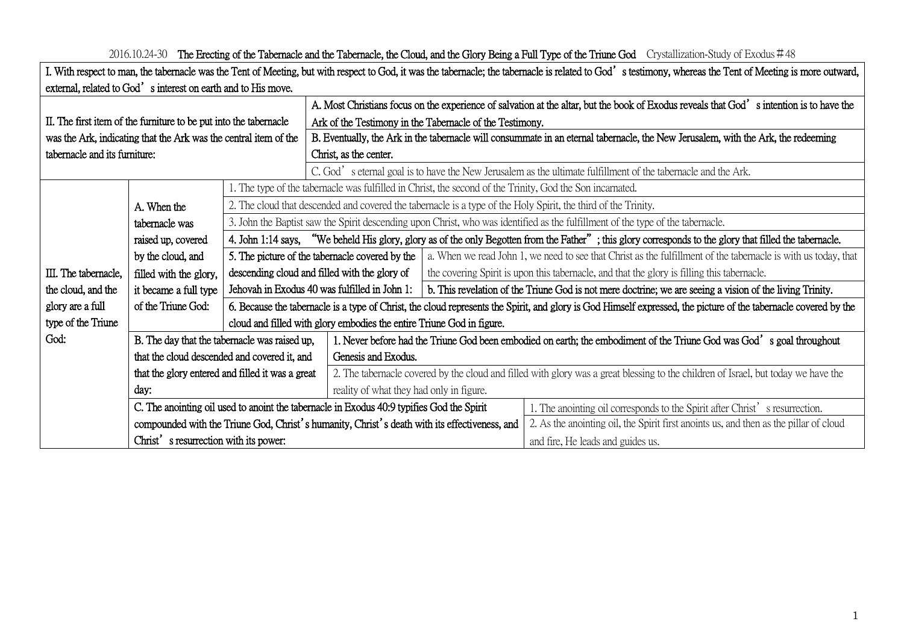2016.10.24-30 **The Erecting of the Tabernacle and the Tabernacle, the Cloud, and the Glory Being a Full Type of the Triune God** Crystallization-Study of Exodus＃48

| | | | |
|---|---|---|---|
| I. With respect to man, the tabernacle was the Tent of Meeting, but with respect to God, it was the tabernacle; the tabernacle is related to God's testimony, whereas the Tent of Meeting is more outward, external, related to God's interest on earth and to His move. | | | |
| II. The first item of the furniture to be put into the tabernacle was the Ark, indicating that the Ark was the central item of the tabernacle and its furniture: | A. Most Christians focus on the experience of salvation at the altar, but the book of Exodus reveals that God's intention is to have the Ark of the Testimony in the Tabernacle of the Testimony. | | |
| | B. Eventually, the Ark in the tabernacle will consummate in an eternal tabernacle, the New Jerusalem, with the Ark, the redeeming Christ, as the center. | | |
| | C. God's eternal goal is to have the New Jerusalem as the ultimate fulfillment of the tabernacle and the Ark. | | |
| III. The tabernacle, the cloud, and the glory are a full type of the Triune God: | A. When the tabernacle was raised up, covered by the cloud, and filled with the glory, it became a full type of the Triune God: | 1. The type of the tabernacle was fulfilled in Christ, the second of the Trinity, God the Son incarnated. | |
| | | 2. The cloud that descended and covered the tabernacle is a type of the Holy Spirit, the third of the Trinity. | |
| | | 3. John the Baptist saw the Spirit descending upon Christ, who was identified as the fulfillment of the type of the tabernacle. | |
| | | 4. John 1:14 says, "We beheld His glory, glory as of the only Begotten from the Father"; this glory corresponds to the glory that filled the tabernacle. | |
| | | 5. The picture of the tabernacle covered by the descending cloud and filled with the glory of Jehovah in Exodus 40 was fulfilled in John 1: | a. When we read John 1, we need to see that Christ as the fulfillment of the tabernacle is with us today, that the covering Spirit is upon this tabernacle, and that the glory is filling this tabernacle. |
| | | | b. This revelation of the Triune God is not mere doctrine; we are seeing a vision of the living Trinity. |
| | | 6. Because the tabernacle is a type of Christ, the cloud represents the Spirit, and glory is God Himself expressed, the picture of the tabernacle covered by the cloud and filled with glory embodies the entire Triune God in figure. | |
| | B. The day that the tabernacle was raised up, that the cloud descended and covered it, and that the glory entered and filled it was a great day: | 1. Never before had the Triune God been embodied on earth; the embodiment of the Triune God was God's goal throughout Genesis and Exodus. | |
| | | 2. The tabernacle covered by the cloud and filled with glory was a great blessing to the children of Israel, but today we have the reality of what they had only in figure. | |
| | C. The anointing oil used to anoint the tabernacle in Exodus 40:9 typifies God the Spirit compounded with the Triune God, Christ's humanity, Christ's death with its effectiveness, and Christ's resurrection with its power: | 1. The anointing oil corresponds to the Spirit after Christ's resurrection. | |
| | | 2. As the anointing oil, the Spirit first anoints us, and then as the pillar of cloud and fire, He leads and guides us. | |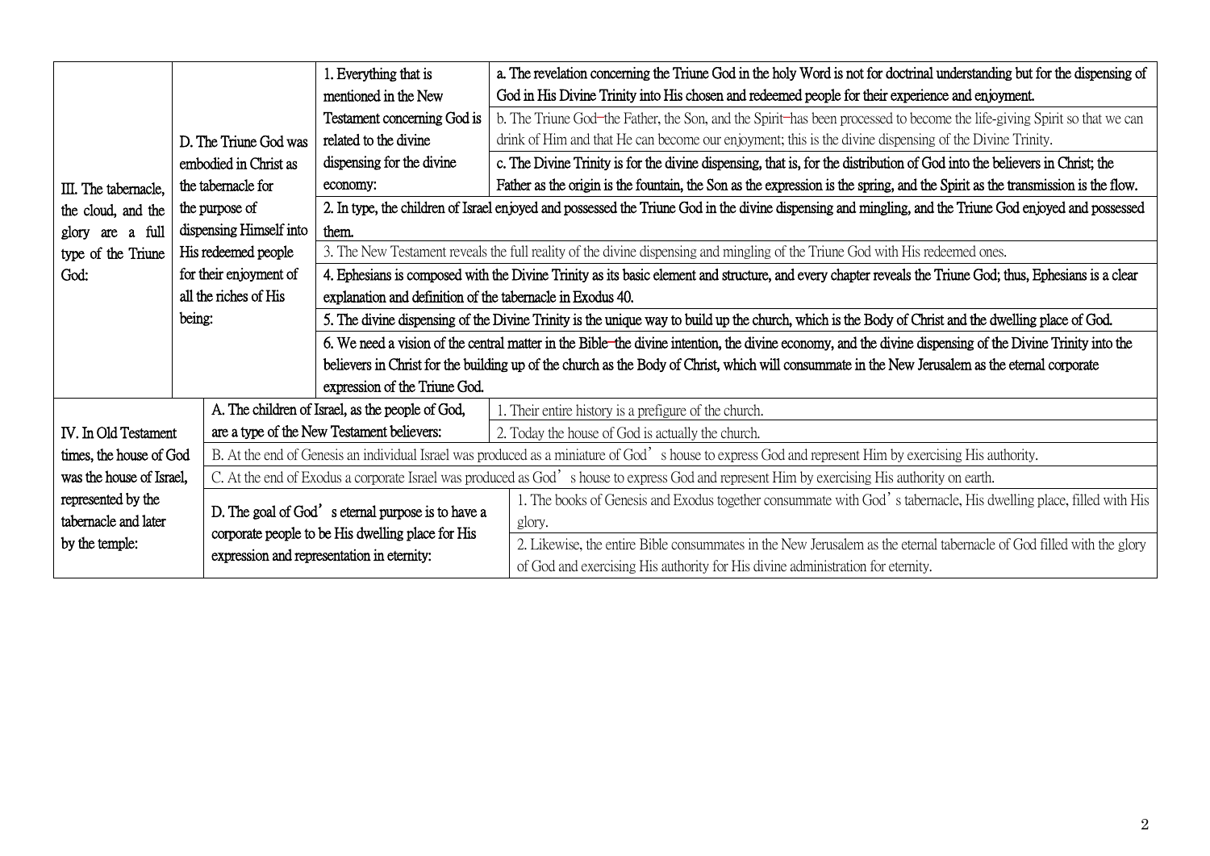| | | | |
|---|---|---|---|
| III. The tabernacle, the cloud, and the glory are a full type of the Triune God: | D. The Triune God was embodied in Christ as the tabernacle for the purpose of dispensing Himself into His redeemed people for their enjoyment of all the riches of His being: | 1. Everything that is mentioned in the New Testament concerning God is related to the divine dispensing for the divine economy: | a. The revelation concerning the Triune God in the holy Word is not for doctrinal understanding but for the dispensing of God in His Divine Trinity into His chosen and redeemed people for their experience and enjoyment. |
| | | | b. The Triune God—the Father, the Son, and the Spirit—has been processed to become the life-giving Spirit so that we can drink of Him and that He can become our enjoyment; this is the divine dispensing of the Divine Trinity. |
| | | | c. The Divine Trinity is for the divine dispensing, that is, for the distribution of God into the believers in Christ; the Father as the origin is the fountain, the Son as the expression is the spring, and the Spirit as the transmission is the flow. |
| | | 2. In type, the children of Israel enjoyed and possessed the Triune God in the divine dispensing and mingling, and the Triune God enjoyed and possessed them. | |
| | | 3. The New Testament reveals the full reality of the divine dispensing and mingling of the Triune God with His redeemed ones. | |
| | | 4. Ephesians is composed with the Divine Trinity as its basic element and structure, and every chapter reveals the Triune God; thus, Ephesians is a clear explanation and definition of the tabernacle in Exodus 40. | |
| | | 5. The divine dispensing of the Divine Trinity is the unique way to build up the church, which is the Body of Christ and the dwelling place of God. | |
| | | 6. We need a vision of the central matter in the Bible—the divine intention, the divine economy, and the divine dispensing of the Divine Trinity into the believers in Christ for the building up of the church as the Body of Christ, which will consummate in the New Jerusalem as the eternal corporate expression of the Triune God. | |
| IV. In Old Testament times, the house of God was the house of Israel, represented by the tabernacle and later by the temple: | A. The children of Israel, as the people of God, are a type of the New Testament believers: | 1. Their entire history is a prefigure of the church. | |
| | | 2. Today the house of God is actually the church. | |
| | B. At the end of Genesis an individual Israel was produced as a miniature of God's house to express God and represent Him by exercising His authority. | | |
| | C. At the end of Exodus a corporate Israel was produced as God's house to express God and represent Him by exercising His authority on earth. | | |
| | D. The goal of God's eternal purpose is to have a corporate people to be His dwelling place for His expression and representation in eternity: | 1. The books of Genesis and Exodus together consummate with God's tabernacle, His dwelling place, filled with His glory. | |
| | | 2. Likewise, the entire Bible consummates in the New Jerusalem as the eternal tabernacle of God filled with the glory of God and exercising His authority for His divine administration for eternity. | |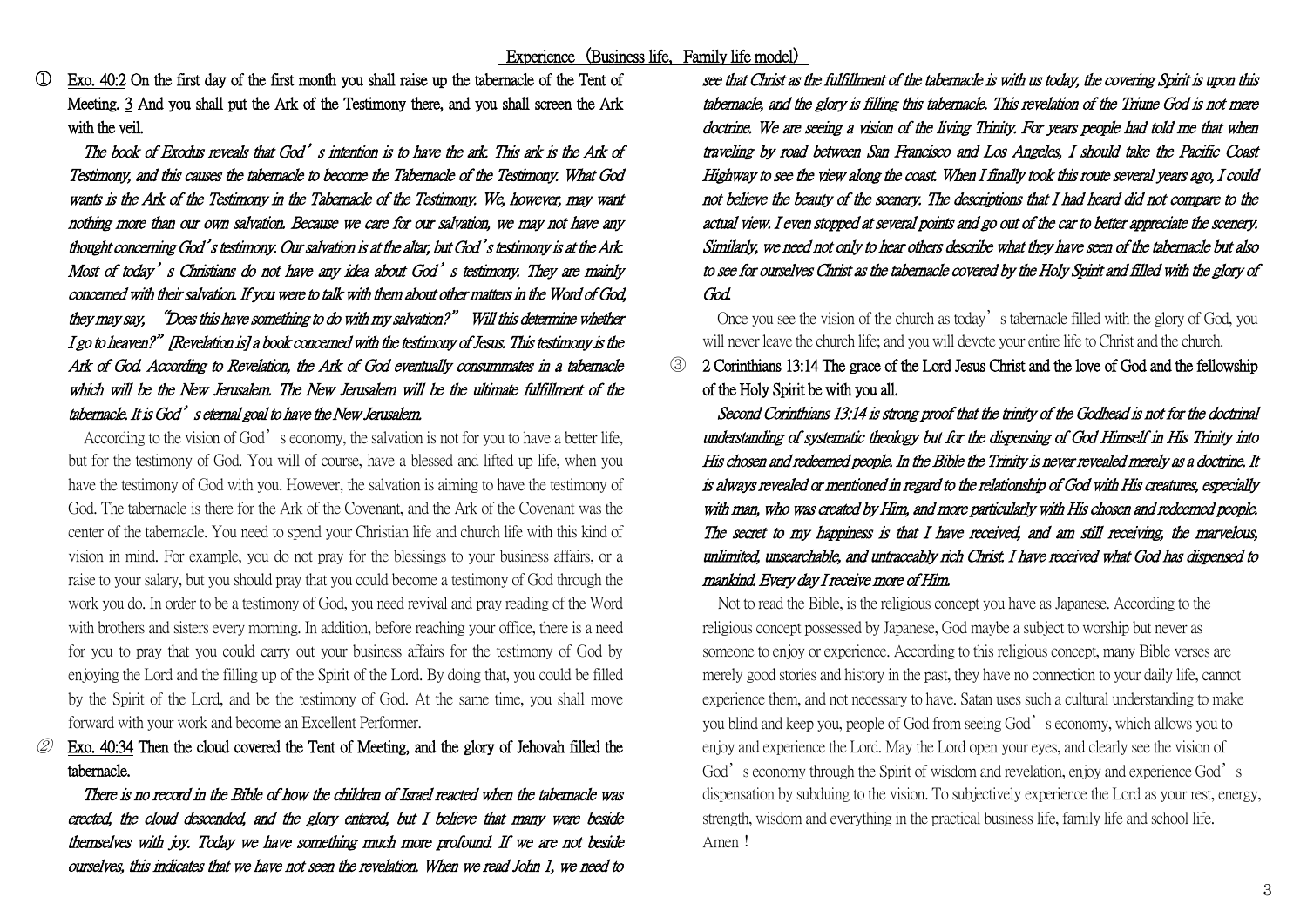## Experience (Business life, Family life model)

① Exo. 40:2 On the first day of the first month you shall raise up the tabernacle of the Tent of Meeting. 3 And you shall put the Ark of the Testimony there, and you shall screen the Ark with the veil.

*The book of Exodus reveals that God's intention is to have the ark. This ark is the Ark of Testimony, and this causes the tabernacle to become the Tabernacle of the Testimony. What God wants is the Ark of the Testimony in the Tabernacle of the Testimony. We, however, may want nothing more than our own salvation. Because we care for our salvation, we may not have any thought concerning God's testimony. Our salvation is at the altar, but God's testimony is at the Ark. Most of today's Christians do not have any idea about God's testimony. They are mainly concerned with their salvation. If you were to talk with them about other matters in the Word of God, they may say, "Does this have something to do with my salvation?" Will this determine whether I go to heaven?" [Revelation is] a book concerned with the testimony of Jesus. This testimony is the Ark of God. According to Revelation, the Ark of God eventually consummates in a tabernacle which will be the New Jerusalem. The New Jerusalem will be the ultimate fulfillment of the tabernacle. It is God's eternal goal to have the New Jerusalem.*

According to the vision of God's economy, the salvation is not for you to have a better life, but for the testimony of God. You will of course, have a blessed and lifted up life, when you have the testimony of God with you. However, the salvation is aiming to have the testimony of God. The tabernacle is there for the Ark of the Covenant, and the Ark of the Covenant was the center of the tabernacle. You need to spend your Christian life and church life with this kind of vision in mind. For example, you do not pray for the blessings to your business affairs, or a raise to your salary, but you should pray that you could become a testimony of God through the work you do. In order to be a testimony of God, you need revival and pray reading of the Word with brothers and sisters every morning. In addition, before reaching your office, there is a need for you to pray that you could carry out your business affairs for the testimony of God by enjoying the Lord and the filling up of the Spirit of the Lord. By doing that, you could be filled by the Spirit of the Lord, and be the testimony of God. At the same time, you shall move forward with your work and become an Excellent Performer.

② Exo. 40:34 Then the cloud covered the Tent of Meeting, and the glory of Jehovah filled the tabernacle.

*There is no record in the Bible of how the children of Israel reacted when the tabernacle was erected, the cloud descended, and the glory entered, but I believe that many were beside themselves with joy. Today we have something much more profound. If we are not beside ourselves, this indicates that we have not seen the revelation. When we read John 1, we need to see that Christ as the fulfillment of the tabernacle is with us today, the covering Spirit is upon this tabernacle, and the glory is filling this tabernacle. This revelation of the Triune God is not mere doctrine. We are seeing a vision of the living Trinity. For years people had told me that when traveling by road between San Francisco and Los Angeles, I should take the Pacific Coast Highway to see the view along the coast. When I finally took this route several years ago, I could not believe the beauty of the scenery. The descriptions that I had heard did not compare to the actual view. I even stopped at several points and go out of the car to better appreciate the scenery. Similarly, we need not only to hear others describe what they have seen of the tabernacle but also to see for ourselves Christ as the tabernacle covered by the Holy Spirit and filled with the glory of God.*

Once you see the vision of the church as today's tabernacle filled with the glory of God, you will never leave the church life; and you will devote your entire life to Christ and the church.

③ 2 Corinthians 13:14 The grace of the Lord Jesus Christ and the love of God and the fellowship of the Holy Spirit be with you all.

*Second Corinthians 13:14 is strong proof that the trinity of the Godhead is not for the doctrinal understanding of systematic theology but for the dispensing of God Himself in His Trinity into His chosen and redeemed people. In the Bible the Trinity is never revealed merely as a doctrine. It is always revealed or mentioned in regard to the relationship of God with His creatures, especially with man, who was created by Him, and more particularly with His chosen and redeemed people. The secret to my happiness is that I have received, and am still receiving, the marvelous, unlimited, unsearchable, and untraceably rich Christ. I have received what God has dispensed to mankind. Every day I receive more of Him.*

Not to read the Bible, is the religious concept you have as Japanese. According to the religious concept possessed by Japanese, God maybe a subject to worship but never as someone to enjoy or experience. According to this religious concept, many Bible verses are merely good stories and history in the past, they have no connection to your daily life, cannot experience them, and not necessary to have. Satan uses such a cultural understanding to make you blind and keep you, people of God from seeing God's economy, which allows you to enjoy and experience the Lord. May the Lord open your eyes, and clearly see the vision of God's economy through the Spirit of wisdom and revelation, enjoy and experience God's dispensation by subduing to the vision. To subjectively experience the Lord as your rest, energy, strength, wisdom and everything in the practical business life, family life and school life. Amen！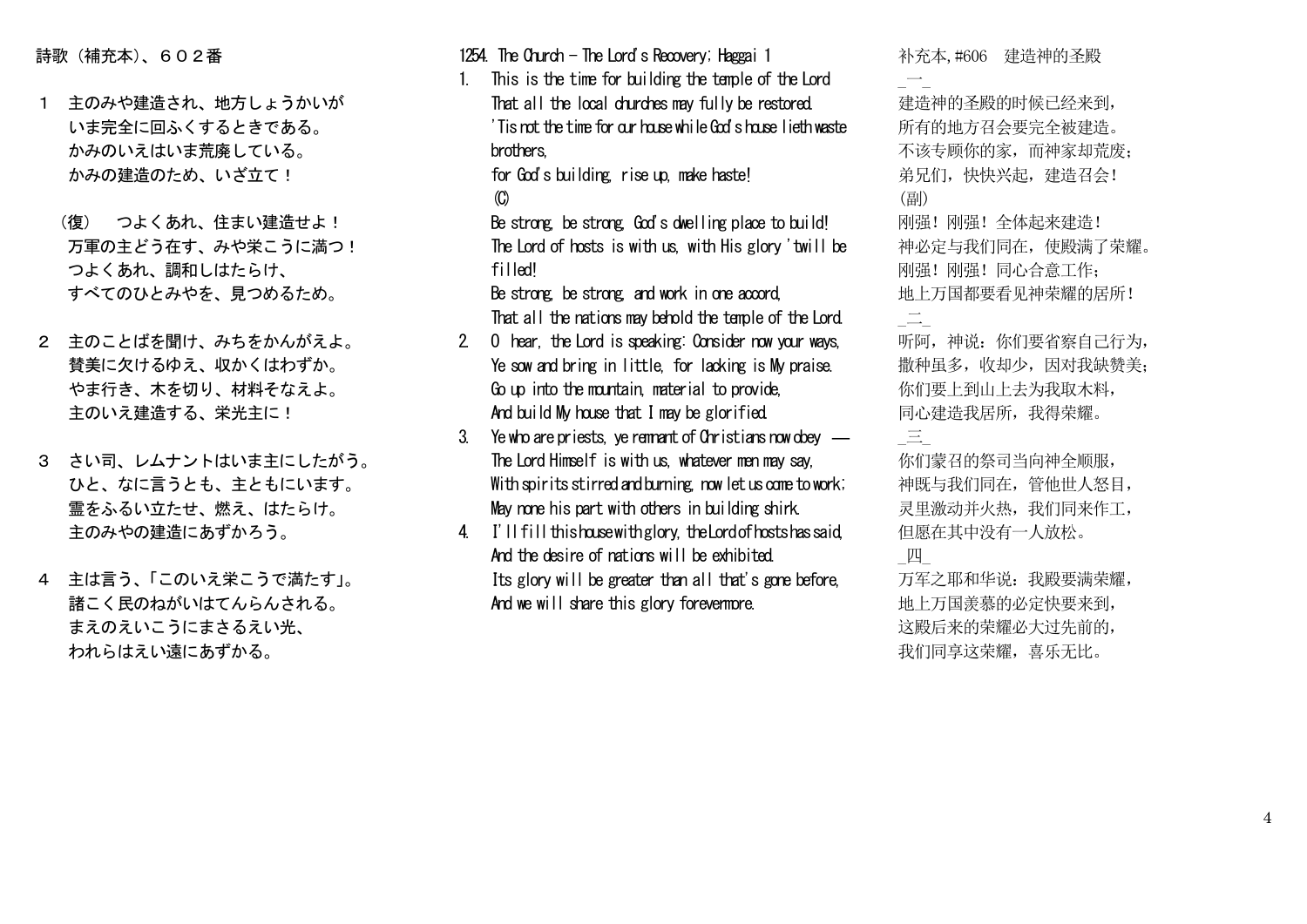詩歌（補充本）、６０２番

１　主のみや建造され、地方しょうかいが
　　いま完全に回ふくするときである。
　　かみのいえはいま荒廃している。
　　かみの建造のため、いざ立て！

（復）　つよくあれ、住まい建造せよ！
　　万軍の主どう在す、みや栄こうに満つ！
　　つよくあれ、調和しはたらけ、
　　すべてのひとみやを、見つめるため。

２　主のことばを聞け、みちをかんがえよ。
　　賛美に欠けるゆえ、収かくはわずか。
　　やま行き、木を切り、材料そなえよ。
　　主のいえ建造する、栄光主に！

３　さい司、レムナントはいま主にしたがう。
　　ひと、なに言うとも、主ともにいます。
　　霊をふるい立たせ、燃え、はたらけ。
　　主のみやの建造にあずかろう。

４　主は言う、「このいえ栄こうで満たす」。
　　諸こく民のねがいはてんらんされる。
　　まえのえいこうにまさるえい光、
　　われらはえい遠にあずかる。

1254. The Church - The Lord's Recovery; Haggai 1

1. This is the time for building the temple of the Lord
   That all the local churches may fully be restored.
   'Tis not the time for our house while God's house lieth waste brothers,
   for God's building, rise up, make haste!

   (C)
   Be strong, be strong, God's dwelling place to build!
   The Lord of hosts is with us, with His glory 'twill be filled!
   Be strong, be strong, and work in one accord,
   That all the nations may behold the temple of the Lord.

2. O hear, the Lord is speaking: Consider now your ways,
   Ye sow and bring in little, for lacking is My praise.
   Go up into the mountain, material to provide,
   And build My house that I may be glorified.

3. Ye who are priests, ye remnant of Christians now obey —
   The Lord Himself is with us, whatever men may say,
   With spirits stirred and burning, now let us come to work;
   May none his part with others in building shirk.

4. I'll fill this house with glory, the Lord of hosts has said,
   And the desire of nations will be exhibited.
   Its glory will be greater than all that's gone before,
   And we will share this glory forevermore.

补充本,#606　建造神的圣殿

_一_

建造神的圣殿的时候已经来到，
所有的地方召会要完全被建造。
不该专顾你的家，而神家却荒废；
弟兄们，快快兴起，建造召会！

(副)
刚强！刚强！全体起来建造！
神必定与我们同在，使殿满了荣耀。
刚强！刚强！同心合意工作；
地上万国都要看见神荣耀的居所！

_二_

听阿，神说：你们要省察自己行为，
撒种虽多，收却少，因对我缺赞美；
你们要上到山上去为我取木料，
同心建造我居所，我得荣耀。

_三_

你们蒙召的祭司当向神全顺服，
神既与我们同在，管他世人怒目，
灵里激动并火热，我们同来作工，
但愿在其中没有一人放松。

_四_

万军之耶和华说：我殿要满荣耀，
地上万国羡慕的必定快要来到，
这殿后来的荣耀必大过先前的，
我们同享这荣耀，喜乐无比。